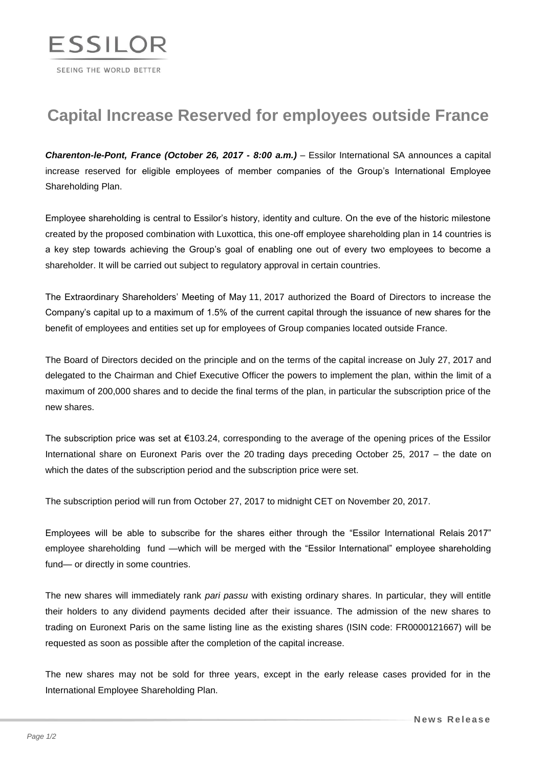ESSILOR

SEEING THE WORLD BETTER

# Capital Increase Reserved for employees outside France

***Charenton-le-Pont, France (October 26, 2017 - 8:00 a.m.)*** – Essilor International SA announces a capital increase reserved for eligible employees of member companies of the Group's International Employee Shareholding Plan.

Employee shareholding is central to Essilor's history, identity and culture. On the eve of the historic milestone created by the proposed combination with Luxottica, this one-off employee shareholding plan in 14 countries is a key step towards achieving the Group's goal of enabling one out of every two employees to become a shareholder. It will be carried out subject to regulatory approval in certain countries.

The Extraordinary Shareholders' Meeting of May 11, 2017 authorized the Board of Directors to increase the Company's capital up to a maximum of 1.5% of the current capital through the issuance of new shares for the benefit of employees and entities set up for employees of Group companies located outside France.

The Board of Directors decided on the principle and on the terms of the capital increase on July 27, 2017 and delegated to the Chairman and Chief Executive Officer the powers to implement the plan, within the limit of a maximum of 200,000 shares and to decide the final terms of the plan, in particular the subscription price of the new shares.

The subscription price was set at €103.24, corresponding to the average of the opening prices of the Essilor International share on Euronext Paris over the 20 trading days preceding October 25, 2017 – the date on which the dates of the subscription period and the subscription price were set.

The subscription period will run from October 27, 2017 to midnight CET on November 20, 2017.

Employees will be able to subscribe for the shares either through the "Essilor International Relais 2017" employee shareholding fund —which will be merged with the "Essilor International" employee shareholding fund— or directly in some countries.

The new shares will immediately rank *pari passu* with existing ordinary shares. In particular, they will entitle their holders to any dividend payments decided after their issuance. The admission of the new shares to trading on Euronext Paris on the same listing line as the existing shares (ISIN code: FR0000121667) will be requested as soon as possible after the completion of the capital increase.

The new shares may not be sold for three years, except in the early release cases provided for in the International Employee Shareholding Plan.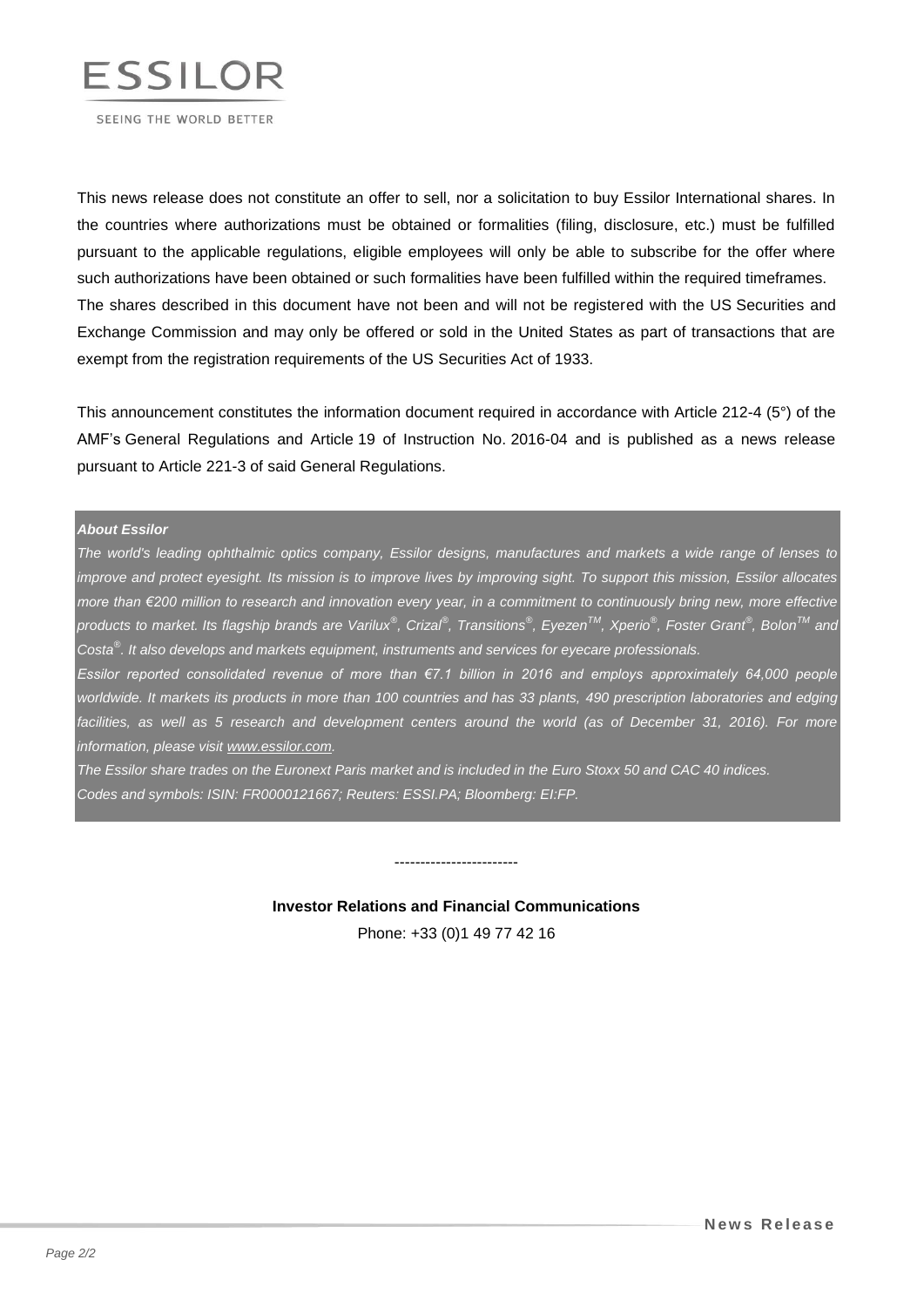This news release does not constitute an offer to sell, nor a solicitation to buy Essilor International shares. In the countries where authorizations must be obtained or formalities (filing, disclosure, etc.) must be fulfilled pursuant to the applicable regulations, eligible employees will only be able to subscribe for the offer where such authorizations have been obtained or such formalities have been fulfilled within the required timeframes.
The shares described in this document have not been and will not be registered with the US Securities and Exchange Commission and may only be offered or sold in the United States as part of transactions that are exempt from the registration requirements of the US Securities Act of 1933.

This announcement constitutes the information document required in accordance with Article 212-4 (5°) of the AMF's General Regulations and Article 19 of Instruction No. 2016-04 and is published as a news release pursuant to Article 221-3 of said General Regulations.

***About Essilor***

*The world's leading ophthalmic optics company, Essilor designs, manufactures and markets a wide range of lenses to improve and protect eyesight. Its mission is to improve lives by improving sight. To support this mission, Essilor allocates more than €200 million to research and innovation every year, in a commitment to continuously bring new, more effective products to market. Its flagship brands are Varilux®, Crizal®, Transitions®, Eyezen™, Xperio®, Foster Grant®, Bolon™ and Costa®. It also develops and markets equipment, instruments and services for eyecare professionals.*

*Essilor reported consolidated revenue of more than €7.1 billion in 2016 and employs approximately 64,000 people worldwide. It markets its products in more than 100 countries and has 33 plants, 490 prescription laboratories and edging facilities, as well as 5 research and development centers around the world (as of December 31, 2016). For more information, please visit www.essilor.com.*

*The Essilor share trades on the Euronext Paris market and is included in the Euro Stoxx 50 and CAC 40 indices.*

*Codes and symbols: ISIN: FR0000121667; Reuters: ESSI.PA; Bloomberg: EI:FP.*

------------------------

**Investor Relations and Financial Communications**

Phone: +33 (0)1 49 77 42 16